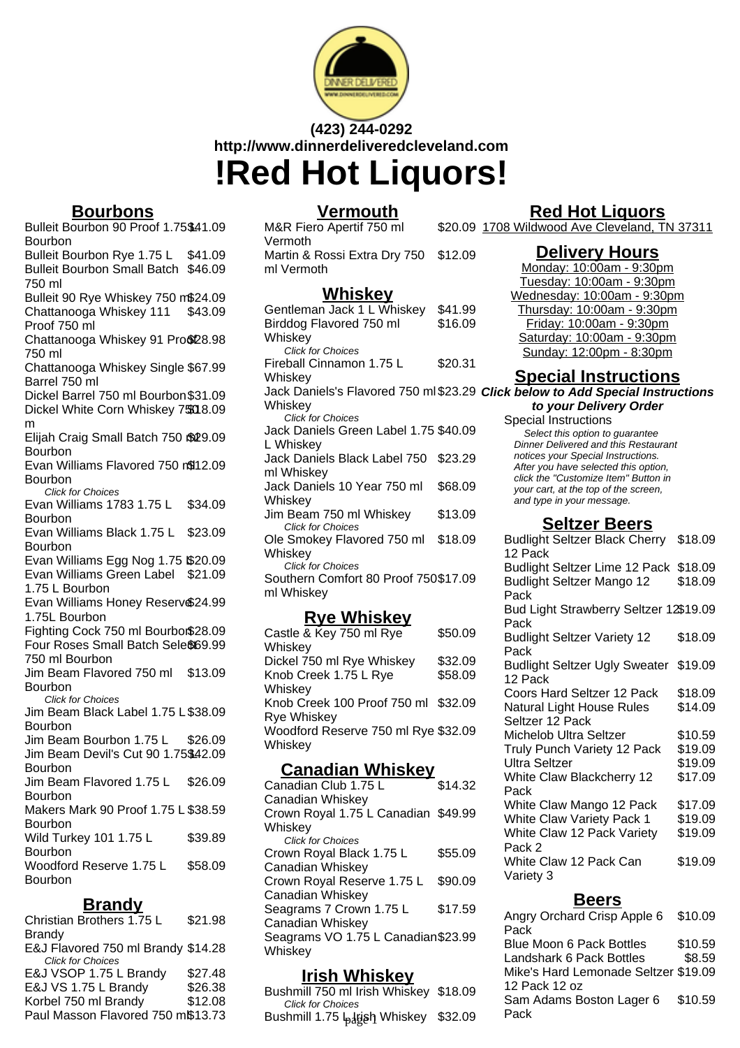(423) 244-0292
http://www.dinnerdeliveredcleveland.com

# !Red Hot Liquors!

## Bourbons

| Item | Price |
|---|---|
| Bulleit Bourbon 90 Proof 1.75 L Bourbon | $41.09 |
| Bulleit Bourbon Rye 1.75 L | $41.09 |
| Bulleit Bourbon Small Batch 750 ml | $46.09 |
| Bulleit 90 Rye Whiskey 750 ml | $24.09 |
| Chattanooga Whiskey 111 Proof 750 ml | $43.09 |
| Chattanooga Whiskey 91 Proof 750 ml | $28.98 |
| Chattanooga Whiskey Single Barrel 750 ml | $67.99 |
| Dickel Barrel 750 ml Bourbon | $31.09 |
| Dickel White Corn Whiskey 750 ml | $18.09 |
| Elijah Craig Small Batch 750 ml Bourbon | $29.09 |
| Evan Williams Flavored 750 ml Bourbon (*Click for Choices*) | $12.09 |
| Evan Williams 1783 1.75 L Bourbon | $34.09 |
| Evan Williams Black 1.75 L Bourbon | $23.09 |
| Evan Williams Egg Nog 1.75 L | $20.09 |
| Evan Williams Green Label 1.75 L Bourbon | $21.09 |
| Evan Williams Honey Reserve 1.75L Bourbon | $24.99 |
| Fighting Cock 750 ml Bourbon | $28.09 |
| Four Roses Small Batch Select 750 ml Bourbon | $69.99 |
| Jim Beam Flavored 750 ml Bourbon (*Click for Choices*) | $13.09 |
| Jim Beam Black Label 1.75 L Bourbon | $38.09 |
| Jim Beam Bourbon 1.75 L | $26.09 |
| Jim Beam Devil's Cut 90 1.75 L Bourbon | $42.09 |
| Jim Beam Flavored 1.75 L Bourbon | $26.09 |
| Makers Mark 90 Proof 1.75 L Bourbon | $38.59 |
| Wild Turkey 101 1.75 L Bourbon | $39.89 |
| Woodford Reserve 1.75 L Bourbon | $58.09 |

## Brandy

| Item | Price |
|---|---|
| Christian Brothers 1.75 L Brandy | $21.98 |
| E&J Flavored 750 ml Brandy (*Click for Choices*) | $14.28 |
| E&J VSOP 1.75 L Brandy | $27.48 |
| E&J VS 1.75 L Brandy | $26.38 |
| Korbel 750 ml Brandy | $12.08 |
| Paul Masson Flavored 750 ml | $13.73 |

## Vermouth

| Item | Price |
|---|---|
| M&R Fiero Apertif 750 ml Vermoth | $20.09 |
| Martin & Rossi Extra Dry 750 ml Vermoth | $12.09 |

## Whiskey

| Item | Price |
|---|---|
| Gentleman Jack 1 L Whiskey | $41.99 |
| Birddog Flavored 750 ml Whiskey (*Click for Choices*) | $16.09 |
| Fireball Cinnamon 1.75 L Whiskey | $20.31 |
| Jack Daniels's Flavored 750 ml Whiskey (*Click for Choices*) | $23.29 |
| Jack Daniels Green Label 1.75 L Whiskey | $40.09 |
| Jack Daniels Black Label 750 ml Whiskey | $23.29 |
| Jack Daniels 10 Year 750 ml Whiskey | $68.09 |
| Jim Beam 750 ml Whiskey (*Click for Choices*) | $13.09 |
| Ole Smokey Flavored 750 ml Whiskey (*Click for Choices*) | $18.09 |
| Southern Comfort 80 Proof 750 ml Whiskey | $17.09 |

## Rye Whiskey

| Item | Price |
|---|---|
| Castle & Key 750 ml Rye Whiskey | $50.09 |
| Dickel 750 ml Rye Whiskey | $32.09 |
| Knob Creek 1.75 L Rye Whiskey | $58.09 |
| Knob Creek 100 Proof 750 ml Rye Whiskey | $32.09 |
| Woodford Reserve 750 ml Rye Whiskey | $32.09 |

## Canadian Whiskey

| Item | Price |
|---|---|
| Canadian Club 1.75 L Canadian Whiskey | $14.32 |
| Crown Royal 1.75 L Canadian Whiskey (*Click for Choices*) | $49.99 |
| Crown Royal Black 1.75 L Canadian Whiskey | $55.09 |
| Crown Royal Reserve 1.75 L Canadian Whiskey | $90.09 |
| Seagrams 7 Crown 1.75 L Canadian Whiskey | $17.59 |
| Seagrams VO 1.75 L Canadian Whiskey | $23.99 |

## Irish Whiskey

| Item | Price |
|---|---|
| Bushmill 750 ml Irish Whiskey (*Click for Choices*) | $18.09 |
| Bushmill 1.75 L Irish Whiskey | $32.09 |

## Red Hot Liquors

1708 Wildwood Ave Cleveland, TN 37311

## Delivery Hours

Monday: 10:00am - 9:30pm
Tuesday: 10:00am - 9:30pm
Wednesday: 10:00am - 9:30pm
Thursday: 10:00am - 9:30pm
Friday: 10:00am - 9:30pm
Saturday: 10:00am - 9:30pm
Sunday: 12:00pm - 8:30pm

## Special Instructions

***Click below to Add Special Instructions to your Delivery Order***

Special Instructions

*Select this option to guarantee Dinner Delivered and this Restaurant notices your Special Instructions. After you have selected this option, click the "Customize Item" Button in your cart, at the top of the screen, and type in your message.*

## Seltzer Beers

| Item | Price |
|---|---|
| Budlight Seltzer Black Cherry 12 Pack | $18.09 |
| Budlight Seltzer Lime 12 Pack | $18.09 |
| Budlight Seltzer Mango 12 Pack | $18.09 |
| Bud Light Strawberry Seltzer 12 Pack | $19.09 |
| Budlight Seltzer Variety 12 Pack | $18.09 |
| Budlight Seltzer Ugly Sweater 12 Pack | $19.09 |
| Coors Hard Seltzer 12 Pack | $18.09 |
| Natural Light House Rules Seltzer 12 Pack | $14.09 |
| Michelob Ultra Seltzer | $10.59 |
| Truly Punch Variety 12 Pack | $19.09 |
| Ultra Seltzer | $19.09 |
| White Claw Blackcherry 12 Pack | $17.09 |
| White Claw Mango 12 Pack | $17.09 |
| White Claw Variety Pack 1 | $19.09 |
| White Claw 12 Pack Variety Pack 2 | $19.09 |
| White Claw 12 Pack Can Variety 3 | $19.09 |

## Beers

| Item | Price |
|---|---|
| Angry Orchard Crisp Apple 6 Pack | $10.09 |
| Blue Moon 6 Pack Bottles | $10.59 |
| Landshark 6 Pack Bottles | $8.59 |
| Mike's Hard Lemonade Seltzer 12 Pack 12 oz | $19.09 |
| Sam Adams Boston Lager 6 Pack | $10.59 |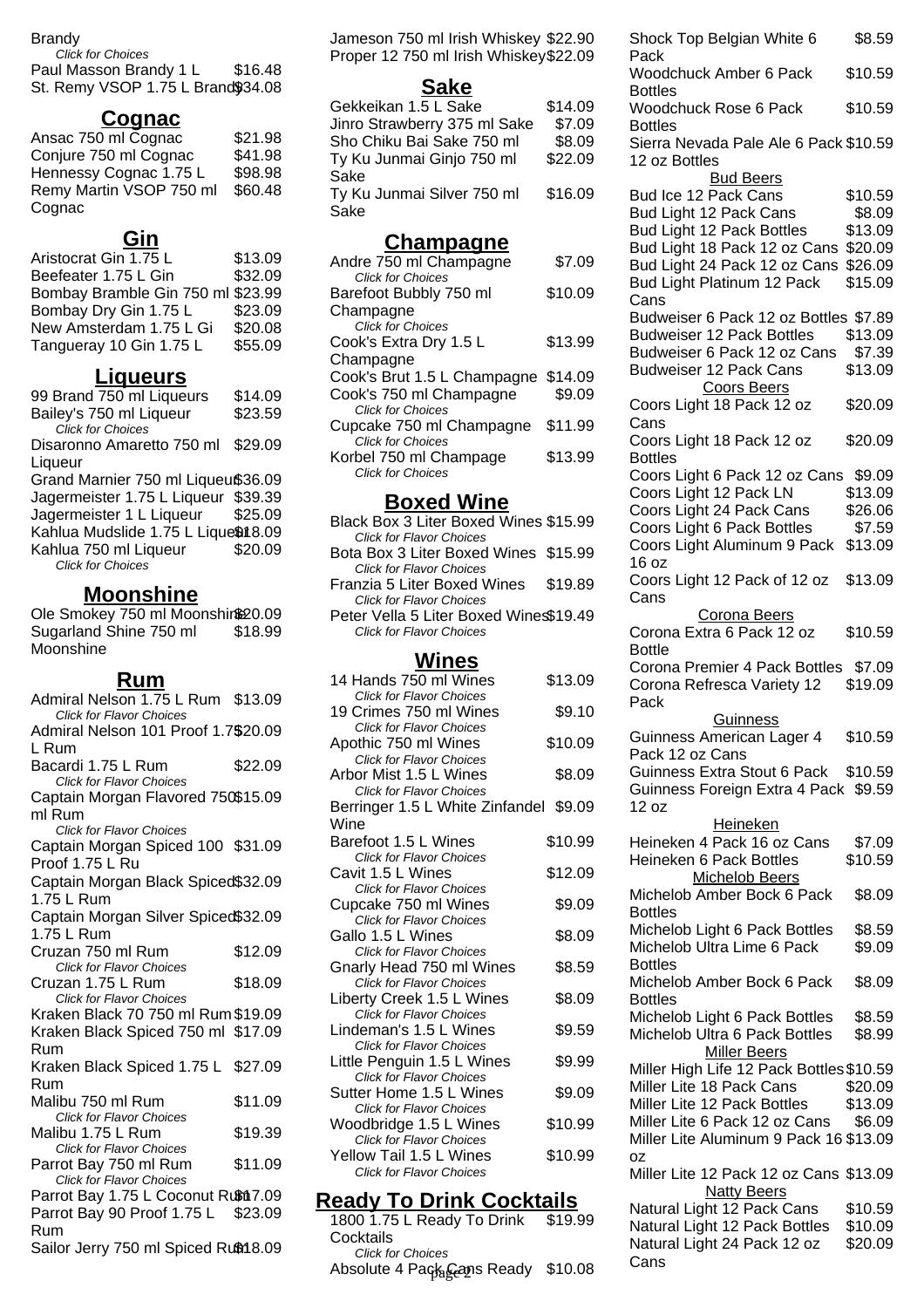Brandy
*Click for Choices*

Paul Masson Brandy 1 L $16.48
St. Remy VSOP 1.75 L Brandy $34.08

## Cognac

Ansac 750 ml Cognac $21.98
Conjure 750 ml Cognac $41.98
Hennessy Cognac 1.75 L $98.98
Remy Martin VSOP 750 ml Cognac $60.48

## Gin

Aristocrat Gin 1.75 L $13.09
Beefeater 1.75 L Gin $32.09
Bombay Bramble Gin 750 ml $23.99
Bombay Dry Gin 1.75 L $23.09
New Amsterdam 1.75 L Gi $20.08
Tangueray 10 Gin 1.75 L $55.09

## Liqueurs

99 Brand 750 ml Liqueurs $14.09
Bailey's 750 ml Liqueur $23.59
*Click for Choices*
Disaronno Amaretto 750 ml Liqueur $29.09
Grand Marnier 750 ml Liqueur $36.09
Jagermeister 1.75 L Liqueur $39.39
Jagermeister 1 L Liqueur $25.09
Kahlua Mudslide 1.75 L Liqueur $18.09
Kahlua 750 ml Liqueur $20.09
*Click for Choices*

## Moonshine

Ole Smokey 750 ml Moonshine $20.09
Sugarland Shine 750 ml Moonshine $18.99

## Rum

Admiral Nelson 1.75 L Rum $13.09
*Click for Flavor Choices*
Admiral Nelson 101 Proof 1.75 L Rum $20.09
Bacardi 1.75 L Rum $22.09
*Click for Flavor Choices*
Captain Morgan Flavored 750 ml Rum $15.09
*Click for Flavor Choices*
Captain Morgan Spiced 100 Proof 1.75 L Ru $31.09
Captain Morgan Black Spiced 1.75 L Rum $32.09
Captain Morgan Silver Spiced 1.75 L Rum $32.09
Cruzan 750 ml Rum $12.09
*Click for Flavor Choices*
Cruzan 1.75 L Rum $18.09
*Click for Flavor Choices*
Kraken Black 70 750 ml Rum $19.09
Kraken Black Spiced 750 ml Rum $17.09
Kraken Black Spiced 1.75 L Rum $27.09
Malibu 750 ml Rum $11.09
*Click for Flavor Choices*
Malibu 1.75 L Rum $19.39
*Click for Flavor Choices*
Parrot Bay 750 ml Rum $11.09
*Click for Flavor Choices*
Parrot Bay 1.75 L Coconut Rum $17.09
Parrot Bay 90 Proof 1.75 L Rum $23.09
Sailor Jerry 750 ml Spiced Rum $18.09

Jameson 750 ml Irish Whiskey $22.90
Proper 12 750 ml Irish Whiskey $22.09

## Sake

Gekkeikan 1.5 L Sake $14.09
Jinro Strawberry 375 ml Sake $7.09
Sho Chiku Bai Sake 750 ml $8.09
Ty Ku Junmai Ginjo 750 ml Sake $22.09
Ty Ku Junmai Silver 750 ml Sake $16.09

## Champagne

Andre 750 ml Champagne $7.09
*Click for Choices*
Barefoot Bubbly 750 ml Champagne $10.09
*Click for Choices*
Cook's Extra Dry 1.5 L Champagne $13.99
Cook's Brut 1.5 L Champagne $14.09
Cook's 750 ml Champagne $9.09
*Click for Choices*
Cupcake 750 ml Champagne $11.99
*Click for Choices*
Korbel 750 ml Champage $13.99
*Click for Choices*

## Boxed Wine

Black Box 3 Liter Boxed Wines $15.99
*Click for Flavor Choices*
Bota Box 3 Liter Boxed Wines $15.99
*Click for Flavor Choices*
Franzia 5 Liter Boxed Wines $19.89
*Click for Flavor Choices*
Peter Vella 5 Liter Boxed Wines $19.49
*Click for Flavor Choices*

## Wines

14 Hands 750 ml Wines $13.09
*Click for Flavor Choices*
19 Crimes 750 ml Wines $9.10
*Click for Flavor Choices*
Apothic 750 ml Wines $10.09
*Click for Flavor Choices*
Arbor Mist 1.5 L Wines $8.09
*Click for Flavor Choices*
Berringer 1.5 L White Zinfandel Wine $9.09
Barefoot 1.5 L Wines $10.99
*Click for Flavor Choices*
Cavit 1.5 L Wines $12.09
*Click for Flavor Choices*
Cupcake 750 ml Wines $9.09
*Click for Flavor Choices*
Gallo 1.5 L Wines $8.09
*Click for Flavor Choices*
Gnarly Head 750 ml Wines $8.59
*Click for Flavor Choices*
Liberty Creek 1.5 L Wines $8.09
*Click for Flavor Choices*
Lindeman's 1.5 L Wines $9.59
*Click for Flavor Choices*
Little Penguin 1.5 L Wines $9.99
*Click for Flavor Choices*
Sutter Home 1.5 L Wines $9.09
*Click for Flavor Choices*
Woodbridge 1.5 L Wines $10.99
*Click for Flavor Choices*
Yellow Tail 1.5 L Wines $10.99
*Click for Flavor Choices*

## Ready To Drink Cocktails

1800 1.75 L Ready To Drink Cocktails $19.99
*Click for Choices*
Absolute 4 Pack Cans Ready $10.08

Shock Top Belgian White 6 Pack $8.59
Woodchuck Amber 6 Pack Bottles $10.59
Woodchuck Rose 6 Pack Bottles $10.59
Sierra Nevada Pale Ale 6 Pack 12 oz Bottles $10.59

### Bud Beers

Bud Ice 12 Pack Cans $10.59
Bud Light 12 Pack Cans $8.09
Bud Light 12 Pack Bottles $13.09
Bud Light 18 Pack 12 oz Cans $20.09
Bud Light 24 Pack 12 oz Cans $26.09
Bud Light Platinum 12 Pack Cans $15.09
Budweiser 6 Pack 12 oz Bottles $7.89
Budweiser 12 Pack Bottles $13.09
Budweiser 6 Pack 12 oz Cans $7.39
Budweiser 12 Pack Cans $13.09

### Coors Beers

Coors Light 18 Pack 12 oz Cans $20.09
Coors Light 18 Pack 12 oz Bottles $20.09
Coors Light 6 Pack 12 oz Cans $9.09
Coors Light 12 Pack LN $13.09
Coors Light 24 Pack Cans $26.06
Coors Light 6 Pack Bottles $7.59
Coors Light Aluminum 9 Pack 16 oz $13.09
Coors Light 12 Pack of 12 oz Cans $13.09

### Corona Beers

Corona Extra 6 Pack 12 oz Bottle $10.59
Corona Premier 4 Pack Bottles $7.09
Corona Refresca Variety 12 Pack $19.09

### Guinness

Guinness American Lager 4 Pack 12 oz Cans $10.59
Guinness Extra Stout 6 Pack $10.59
Guinness Foreign Extra 4 Pack 12 oz $9.59

### Heineken

Heineken 4 Pack 16 oz Cans $7.09
Heineken 6 Pack Bottles $10.59

### Michelob Beers

Michelob Amber Bock 6 Pack Bottles $8.09
Michelob Light 6 Pack Bottles $8.59
Michelob Ultra Lime 6 Pack Bottles $9.09
Michelob Amber Bock 6 Pack Bottles $8.09
Michelob Light 6 Pack Bottles $8.59
Michelob Ultra 6 Pack Bottles $8.99

### Miller Beers

Miller High Life 12 Pack Bottles $10.59
Miller Lite 18 Pack Cans $20.09
Miller Lite 12 Pack Bottles $13.09
Miller Lite 6 Pack 12 oz Cans $6.09
Miller Lite Aluminum 9 Pack 16 oz $13.09
Miller Lite 12 Pack 12 oz Cans $13.09

### Natty Beers

Natural Light 12 Pack Cans $10.59
Natural Light 12 Pack Bottles $10.09
Natural Light 24 Pack 12 oz Cans $20.09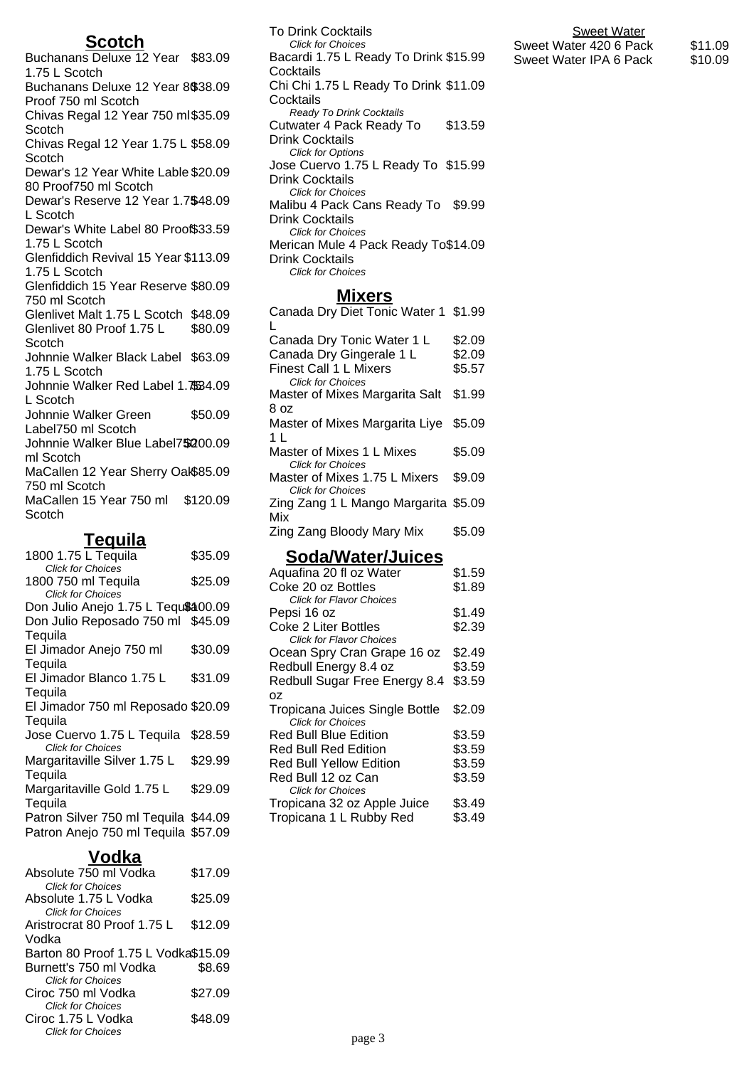## Scotch

| Item | Price |
|---|---|
| Buchanans Deluxe 12 Year 1.75 L Scotch | $83.09 |
| Buchanans Deluxe 12 Year 80 Proof 750 ml Scotch | $38.09 |
| Chivas Regal 12 Year 750 ml Scotch | $35.09 |
| Chivas Regal 12 Year 1.75 L Scotch | $58.09 |
| Dewar's 12 Year White Lable 80 Proof750 ml Scotch | $20.09 |
| Dewar's Reserve 12 Year 1.75 L Scotch | $48.09 |
| Dewar's White Label 80 Proof 1.75 L Scotch | $33.59 |
| Glenfiddich Revival 15 Year 1.75 L Scotch | $113.09 |
| Glenfiddich 15 Year Reserve 750 ml Scotch | $80.09 |
| Glenlivet Malt 1.75 L Scotch | $48.09 |
| Glenlivet 80 Proof 1.75 L Scotch | $80.09 |
| Johnnie Walker Black Label 1.75 L Scotch | $63.09 |
| Johnnie Walker Red Label 1.75 L Scotch | $34.09 |
| Johnnie Walker Green Label750 ml Scotch | $50.09 |
| Johnnie Walker Blue Label750 ml Scotch | $200.09 |
| MaCallen 12 Year Sherry Oak 750 ml Scotch | $85.09 |
| MaCallen 15 Year 750 ml Scotch | $120.09 |

## Tequila

| Item | Price |
|---|---|
| 1800 1.75 L Tequila *Click for Choices* | $35.09 |
| 1800 750 ml Tequila *Click for Choices* | $25.09 |
| Don Julio Anejo 1.75 L Tequila | $100.09 |
| Don Julio Reposado 750 ml Tequila | $45.09 |
| El Jimador Anejo 750 ml Tequila | $30.09 |
| El Jimador Blanco 1.75 L Tequila | $31.09 |
| El Jimador 750 ml Reposado Tequila | $20.09 |
| Jose Cuervo 1.75 L Tequila *Click for Choices* | $28.59 |
| Margaritaville Silver 1.75 L Tequila | $29.99 |
| Margaritaville Gold 1.75 L Tequila | $29.09 |
| Patron Silver 750 ml Tequila | $44.09 |
| Patron Anejo 750 ml Tequila | $57.09 |

## Vodka

| Item | Price |
|---|---|
| Absolute 750 ml Vodka *Click for Choices* | $17.09 |
| Absolute 1.75 L Vodka *Click for Choices* | $25.09 |
| Aristrocrat 80 Proof 1.75 L Vodka | $12.09 |
| Barton 80 Proof 1.75 L Vodka | $15.09 |
| Burnett's 750 ml Vodka *Click for Choices* | $8.69 |
| Ciroc 750 ml Vodka *Click for Choices* | $27.09 |
| Ciroc 1.75 L Vodka *Click for Choices* | $48.09 |

To Drink Cocktails
*Click for Choices*

| Item | Price |
|---|---|
| Bacardi 1.75 L Ready To Drink Cocktails | $15.99 |
| Chi Chi 1.75 L Ready To Drink Cocktails *Ready To Drink Cocktails* | $11.09 |
| Cutwater 4 Pack Ready To Drink Cocktails *Click for Options* | $13.59 |
| Jose Cuervo 1.75 L Ready To Drink Cocktails *Click for Choices* | $15.99 |
| Malibu 4 Pack Cans Ready To Drink Cocktails *Click for Choices* | $9.99 |
| Merican Mule 4 Pack Ready To Drink Cocktails *Click for Choices* | $14.09 |

## Mixers

| Item | Price |
|---|---|
| Canada Dry Diet Tonic Water 1 L | $1.99 |
| Canada Dry Tonic Water 1 L | $2.09 |
| Canada Dry Gingerale 1 L | $2.09 |
| Finest Call 1 L Mixers *Click for Choices* | $5.57 |
| Master of Mixes Margarita Salt 8 oz | $1.99 |
| Master of Mixes Margarita Liye 1 L | $5.09 |
| Master of Mixes 1 L Mixes *Click for Choices* | $5.09 |
| Master of Mixes 1.75 L Mixers *Click for Choices* | $9.09 |
| Zing Zang 1 L Mango Margarita Mix | $5.09 |
| Zing Zang Bloody Mary Mix | $5.09 |

## Soda/Water/Juices

| Item | Price |
|---|---|
| Aquafina 20 fl oz Water | $1.59 |
| Coke 20 oz Bottles *Click for Flavor Choices* | $1.89 |
| Pepsi 16 oz | $1.49 |
| Coke 2 Liter Bottles *Click for Flavor Choices* | $2.39 |
| Ocean Spry Cran Grape 16 oz | $2.49 |
| Redbull Energy 8.4 oz | $3.59 |
| Redbull Sugar Free Energy 8.4 oz | $3.59 |
| Tropicana Juices Single Bottle *Click for Choices* | $2.09 |
| Red Bull Blue Edition | $3.59 |
| Red Bull Red Edition | $3.59 |
| Red Bull Yellow Edition | $3.59 |
| Red Bull 12 oz Can *Click for Choices* | $3.59 |
| Tropicana 32 oz Apple Juice | $3.49 |
| Tropicana 1 L Rubby Red | $3.49 |

Sweet Water

| Item | Price |
|---|---|
| Sweet Water 420 6 Pack | $11.09 |
| Sweet Water IPA 6 Pack | $10.09 |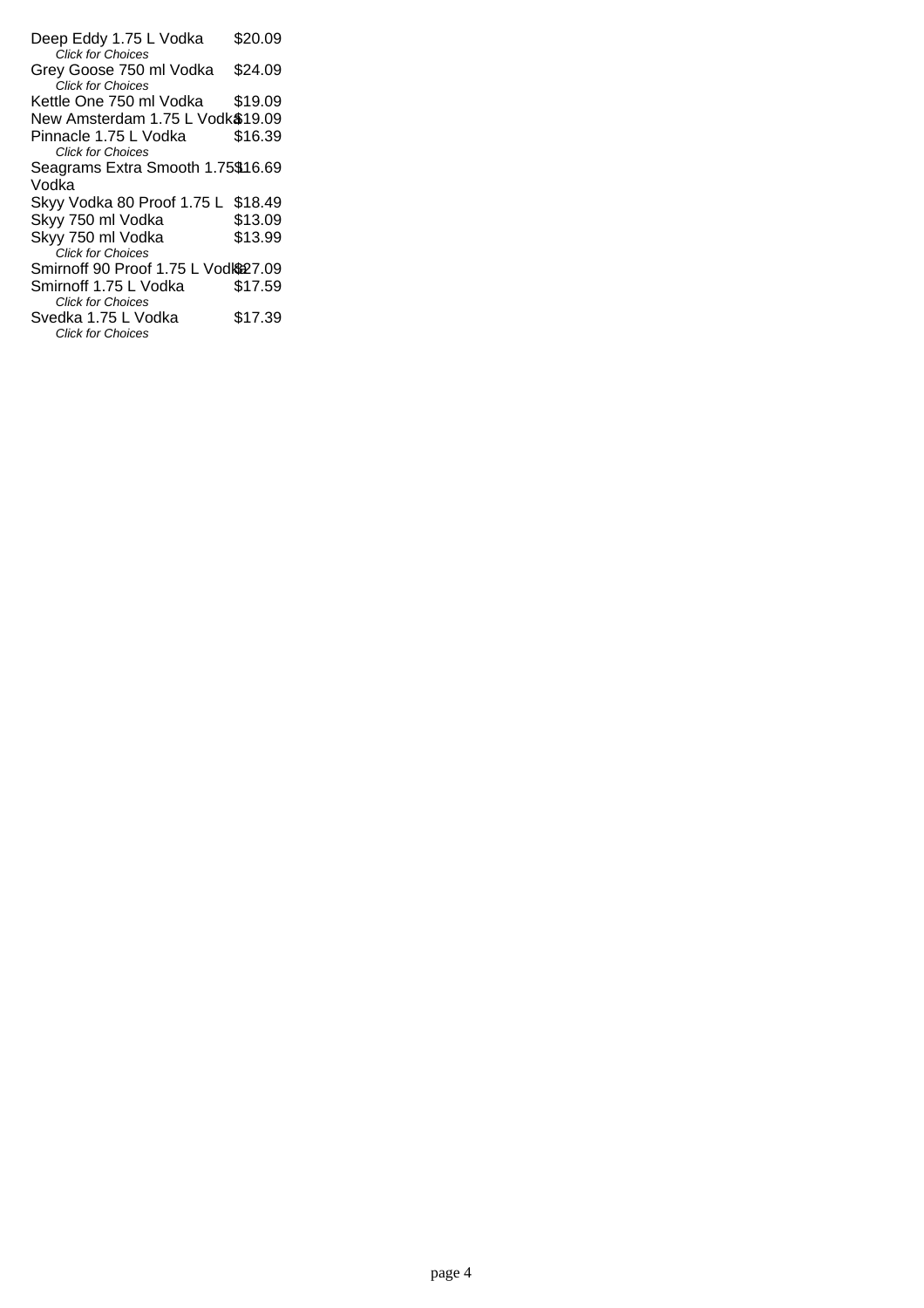| | |
|---|---|
| Deep Eddy 1.75 L Vodka<br>*Click for Choices* | $20.09 |
| Grey Goose 750 ml Vodka<br>*Click for Choices* | $24.09 |
| Kettle One 750 ml Vodka | $19.09 |
| New Amsterdam 1.75 L Vodka | $19.09 |
| Pinnacle 1.75 L Vodka<br>*Click for Choices* | $16.39 |
| Seagrams Extra Smooth 1.75 L Vodka | $16.69 |
| Skyy Vodka 80 Proof 1.75 L | $18.49 |
| Skyy 750 ml Vodka | $13.09 |
| Skyy 750 ml Vodka<br>*Click for Choices* | $13.99 |
| Smirnoff 90 Proof 1.75 L Vodka | $27.09 |
| Smirnoff 1.75 L Vodka<br>*Click for Choices* | $17.59 |
| Svedka 1.75 L Vodka<br>*Click for Choices* | $17.39 |